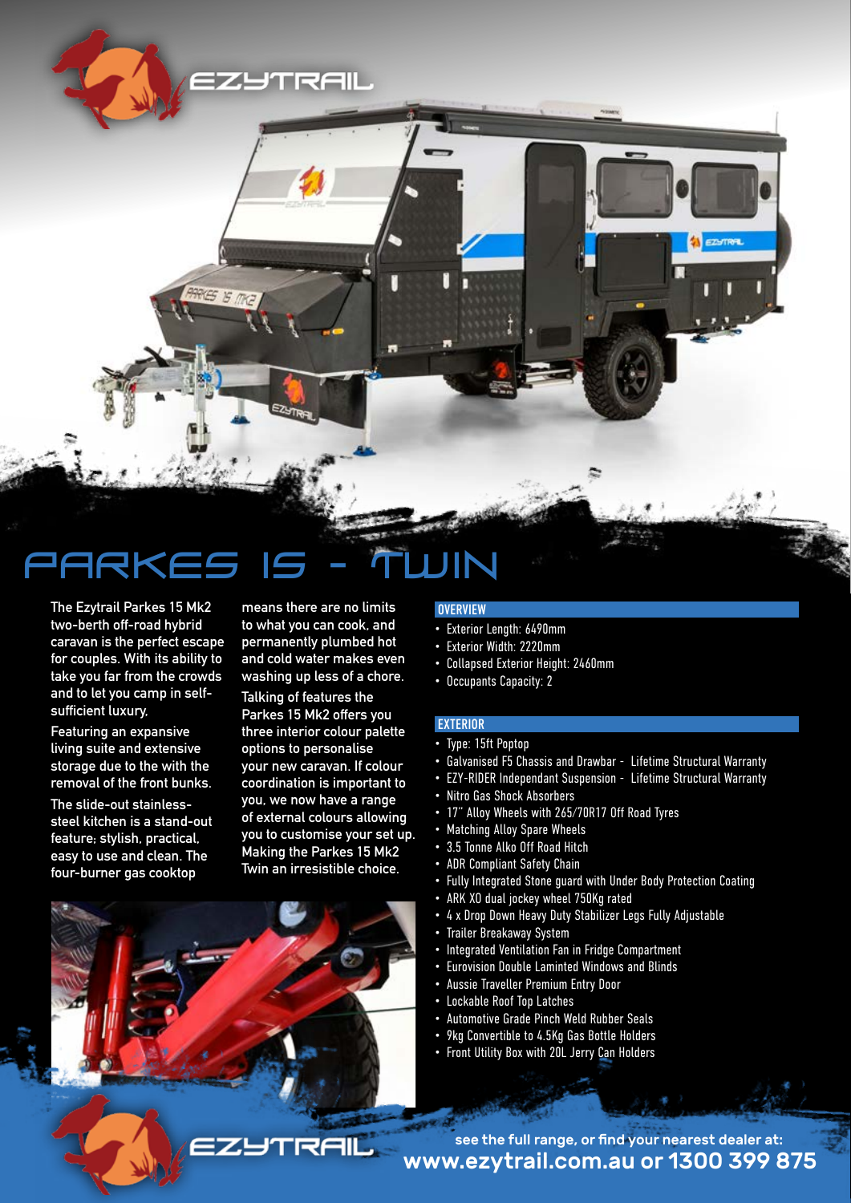# PARKES 15 - TWIN

The Ezytrail Parkes 15 Mk2 two-berth off-road hybrid caravan is the perfect escape for couples. With its ability to take you far from the crowds and to let you camp in self-sufficient luxury.

Featuring an expansive living suite and extensive storage due to the with the removal of the front bunks.

The slide-out stainless-steel kitchen is a stand-out feature; stylish, practical, easy to use and clean. The four-burner gas cooktop means there are no limits to what you can cook, and permanently plumbed hot and cold water makes even washing up less of a chore.

Talking of features the Parkes 15 Mk2 offers you three interior colour palette options to personalise your new caravan. If colour coordination is important to you, we now have a range of external colours allowing you to customise your set up. Making the Parkes 15 Mk2 Twin an irresistible choice.

## OVERVIEW

- Exterior Length: 6490mm
- Exterior Width: 2220mm
- Collapsed Exterior Height: 2460mm
- Occupants Capacity: 2

## EXTERIOR

- Type: 15ft Poptop
- Galvanised F5 Chassis and Drawbar - Lifetime Structural Warranty
- EZY-RIDER Independant Suspension - Lifetime Structural Warranty
- Nitro Gas Shock Absorbers
- 17" Alloy Wheels with 265/70R17 Off Road Tyres
- Matching Alloy Spare Wheels
- 3.5 Tonne Alko Off Road Hitch
- ADR Compliant Safety Chain
- Fully Integrated Stone guard with Under Body Protection Coating
- ARK XO dual jockey wheel 750Kg rated
- 4 x Drop Down Heavy Duty Stabilizer Legs Fully Adjustable
- Trailer Breakaway System
- Integrated Ventilation Fan in Fridge Compartment
- Eurovision Double Laminted Windows and Blinds
- Aussie Traveller Premium Entry Door
- Lockable Roof Top Latches
- Automotive Grade Pinch Weld Rubber Seals
- 9kg Convertible to 4.5Kg Gas Bottle Holders
- Front Utility Box with 20L Jerry Can Holders

see the full range, or find your nearest dealer at:
**www.ezytrail.com.au or 1300 399 875**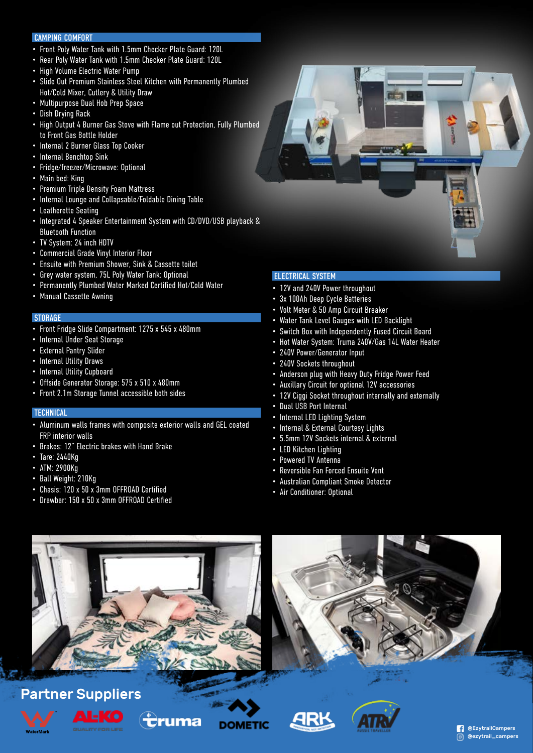## CAMPING COMFORT

- Front Poly Water Tank with 1.5mm Checker Plate Guard: 120L
- Rear Poly Water Tank with 1.5mm Checker Plate Guard: 120L
- High Volume Electric Water Pump
- Slide Out Premium Stainless Steel Kitchen with Permanently Plumbed Hot/Cold Mixer, Cutlery & Utility Draw
- Multipurpose Dual Hob Prep Space
- Dish Drying Rack
- High Output 4 Burner Gas Stove with Flame out Protection, Fully Plumbed to Front Gas Bottle Holder
- Internal 2 Burner Glass Top Cooker
- Internal Benchtop Sink
- Fridge/freezer/Microwave: Optional
- Main bed: King
- Premium Triple Density Foam Mattress
- Internal Lounge and Collapsable/Foldable Dining Table
- Leatherette Seating
- Integrated 4 Speaker Entertainment System with CD/DVD/USB playback & Bluetooth Function
- TV System: 24 inch HDTV
- Commercial Grade Vinyl Interior Floor
- Ensuite with Premium Shower, Sink & Cassette toilet
- Grey water system, 75L Poly Water Tank: Optional
- Permanently Plumbed Water Marked Certified Hot/Cold Water
- Manual Cassette Awning

## STORAGE

- Front Fridge Slide Compartment: 1275 x 545 x 480mm
- Internal Under Seat Storage
- External Pantry Slider
- Internal Utility Draws
- Internal Utility Cupboard
- Offside Generator Storage: 575 x 510 x 480mm
- Front 2.1m Storage Tunnel accessible both sides

## TECHNICAL

- Aluminum walls frames with composite exterior walls and GEL coated FRP interior walls
- Brakes: 12" Electric brakes with Hand Brake
- Tare: 2440Kg
- ATM: 2900Kg
- Ball Weight: 210Kg
- Chasis: 120 x 50 x 3mm OFFROAD Certified
- Drawbar: 150 x 50 x 3mm OFFROAD Certified

## ELECTRICAL SYSTEM

- 12V and 240V Power throughout
- 3x 100Ah Deep Cycle Batteries
- Volt Meter & 50 Amp Circuit Breaker
- Water Tank Level Gauges with LED Backlight
- Switch Box with Independently Fused Circuit Board
- Hot Water System: Truma 240V/Gas 14L Water Heater
- 240V Power/Generator Input
- 240V Sockets throughout
- Anderson plug with Heavy Duty Fridge Power Feed
- Auxillary Circuit for optional 12V accessories
- 12V Ciggi Socket throughout internally and externally
- Dual USB Port Internal
- Internal LED Lighting System
- Internal & External Courtesy Lights
- 5.5mm 12V Sockets internal & external
- LED Kitchen Lighting
- Powered TV Antenna
- Reversible Fan Forced Ensuite Vent
- Australian Compliant Smoke Detector
- Air Conditioner: Optional

## Partner Suppliers

WaterMark · AL-KO · truma · DOMETIC · ARK · ATRV

@EzytrailCampers
@ezytrail_campers